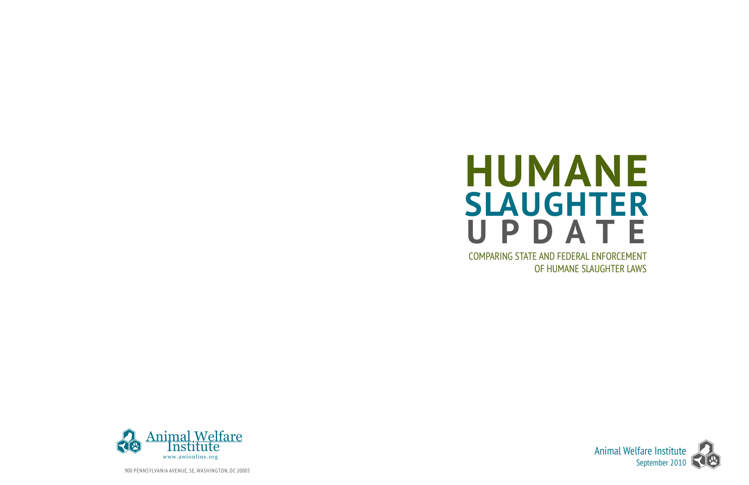# HUMANE SLAUGHTER UPDATE

## COMPARING STATE AND FEDERAL ENFORCEMENT OF HUMANE SLAUGHTER LAWS

Animal Welfare Institute
September 2010

Animal Welfare Institute
www.awionline.org

900 PENNSYLVANIA AVENUE, SE, WASHINGTON, DC 20003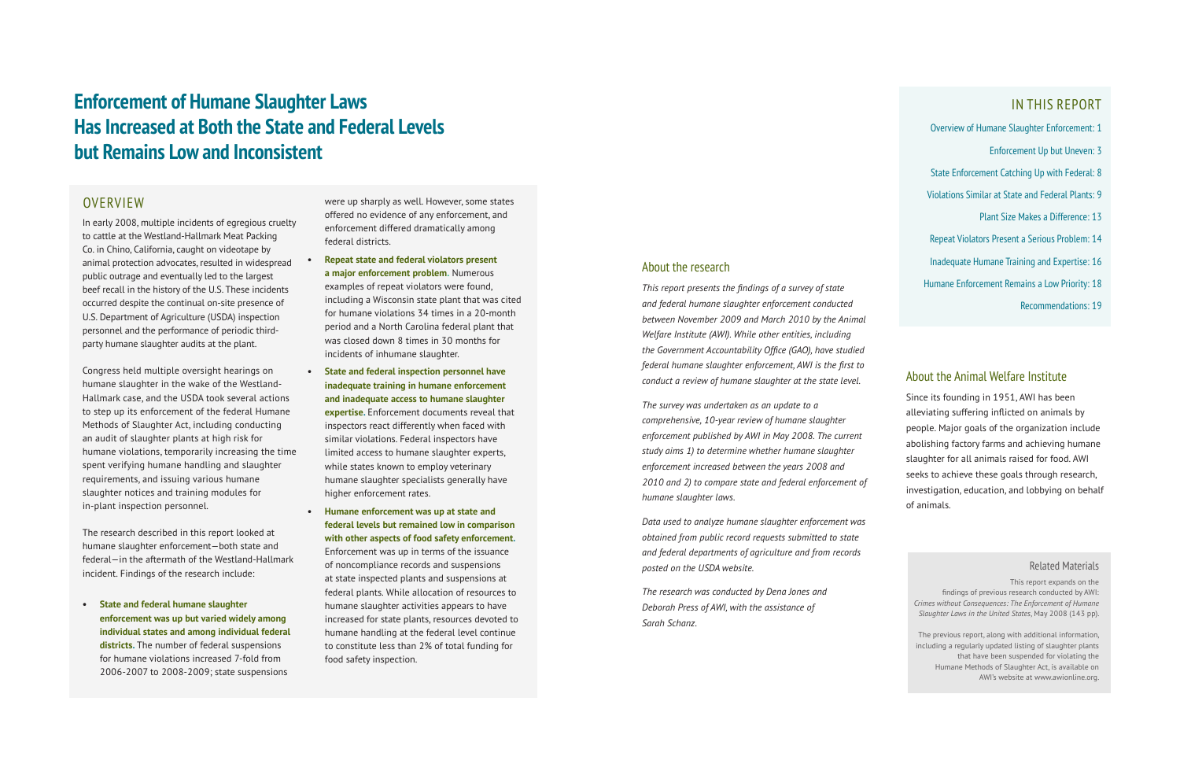# Enforcement of Humane Slaughter Laws Has Increased at Both the State and Federal Levels but Remains Low and Inconsistent

## OVERVIEW

In early 2008, multiple incidents of egregious cruelty to cattle at the Westland-Hallmark Meat Packing Co. in Chino, California, caught on videotape by animal protection advocates, resulted in widespread public outrage and eventually led to the largest beef recall in the history of the U.S. These incidents occurred despite the continual on-site presence of U.S. Department of Agriculture (USDA) inspection personnel and the performance of periodic third-party humane slaughter audits at the plant.

Congress held multiple oversight hearings on humane slaughter in the wake of the Westland-Hallmark case, and the USDA took several actions to step up its enforcement of the federal Humane Methods of Slaughter Act, including conducting an audit of slaughter plants at high risk for humane violations, temporarily increasing the time spent verifying humane handling and slaughter requirements, and issuing various humane slaughter notices and training modules for in-plant inspection personnel.

The research described in this report looked at humane slaughter enforcement—both state and federal—in the aftermath of the Westland-Hallmark incident. Findings of the research include:

- **State and federal humane slaughter enforcement was up but varied widely among individual states and among individual federal districts.** The number of federal suspensions for humane violations increased 7-fold from 2006-2007 to 2008-2009; state suspensions were up sharply as well. However, some states offered no evidence of any enforcement, and enforcement differed dramatically among federal districts.
- **Repeat state and federal violators present a major enforcement problem.** Numerous examples of repeat violators were found, including a Wisconsin state plant that was cited for humane violations 34 times in a 20-month period and a North Carolina federal plant that was closed down 8 times in 30 months for incidents of inhumane slaughter.
- **State and federal inspection personnel have inadequate training in humane enforcement and inadequate access to humane slaughter expertise.** Enforcement documents reveal that inspectors react differently when faced with similar violations. Federal inspectors have limited access to humane slaughter experts, while states known to employ veterinary humane slaughter specialists generally have higher enforcement rates.
- **Humane enforcement was up at state and federal levels but remained low in comparison with other aspects of food safety enforcement.** Enforcement was up in terms of the issuance of noncompliance records and suspensions at state inspected plants and suspensions at federal plants. While allocation of resources to humane slaughter activities appears to have increased for state plants, resources devoted to humane handling at the federal level continue to constitute less than 2% of total funding for food safety inspection.

## About the research

*This report presents the findings of a survey of state and federal humane slaughter enforcement conducted between November 2009 and March 2010 by the Animal Welfare Institute (AWI). While other entities, including the Government Accountability Office (GAO), have studied federal humane slaughter enforcement, AWI is the first to conduct a review of humane slaughter at the state level.*

*The survey was undertaken as an update to a comprehensive, 10-year review of humane slaughter enforcement published by AWI in May 2008. The current study aims 1) to determine whether humane slaughter enforcement increased between the years 2008 and 2010 and 2) to compare state and federal enforcement of humane slaughter laws.*

*Data used to analyze humane slaughter enforcement was obtained from public record requests submitted to state and federal departments of agriculture and from records posted on the USDA website.*

*The research was conducted by Dena Jones and Deborah Press of AWI, with the assistance of Sarah Schanz.*

## IN THIS REPORT

- Overview of Humane Slaughter Enforcement: 1
- Enforcement Up but Uneven: 3
- State Enforcement Catching Up with Federal: 8
- Violations Similar at State and Federal Plants: 9
- Plant Size Makes a Difference: 13
- Repeat Violators Present a Serious Problem: 14
- Inadequate Humane Training and Expertise: 16
- Humane Enforcement Remains a Low Priority: 18
- Recommendations: 19

## About the Animal Welfare Institute

Since its founding in 1951, AWI has been alleviating suffering inflicted on animals by people. Major goals of the organization include abolishing factory farms and achieving humane slaughter for all animals raised for food. AWI seeks to achieve these goals through research, investigation, education, and lobbying on behalf of animals.

### Related Materials

This report expands on the findings of previous research conducted by AWI: *Crimes without Consequences: The Enforcement of Humane Slaughter Laws in the United States*, May 2008 (143 pp).

The previous report, along with additional information, including a regularly updated listing of slaughter plants that have been suspended for violating the Humane Methods of Slaughter Act, is available on AWI's website at www.awionline.org.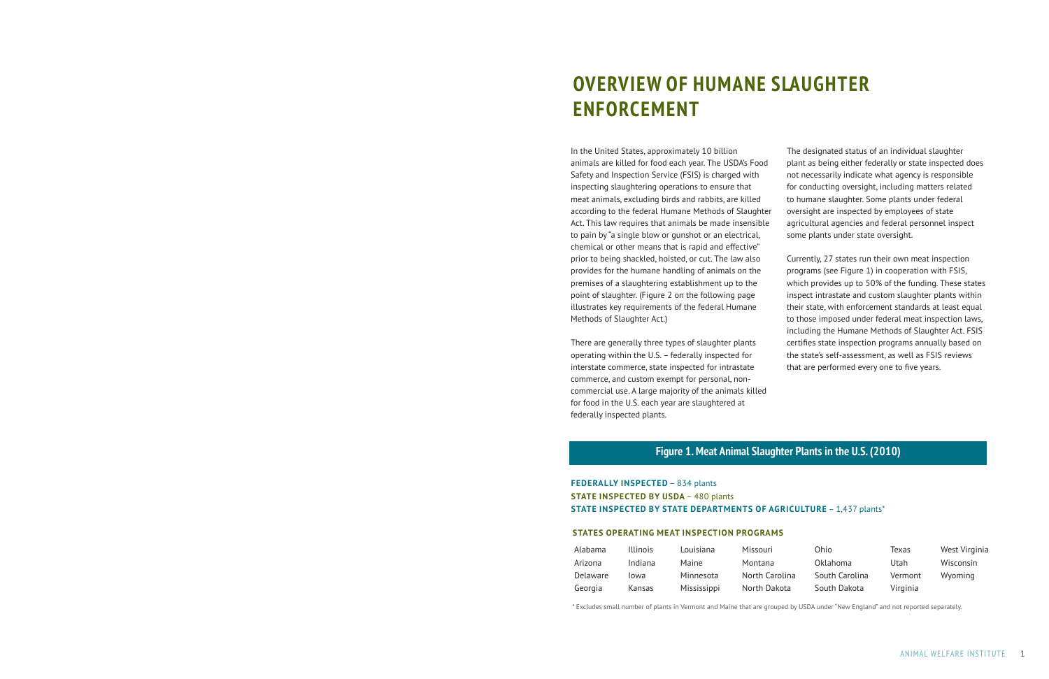# OVERVIEW OF HUMANE SLAUGHTER ENFORCEMENT

In the United States, approximately 10 billion animals are killed for food each year. The USDA's Food Safety and Inspection Service (FSIS) is charged with inspecting slaughtering operations to ensure that meat animals, excluding birds and rabbits, are killed according to the federal Humane Methods of Slaughter Act. This law requires that animals be made insensible to pain by "a single blow or gunshot or an electrical, chemical or other means that is rapid and effective" prior to being shackled, hoisted, or cut. The law also provides for the humane handling of animals on the premises of a slaughtering establishment up to the point of slaughter. (Figure 2 on the following page illustrates key requirements of the federal Humane Methods of Slaughter Act.)

There are generally three types of slaughter plants operating within the U.S. – federally inspected for interstate commerce, state inspected for intrastate commerce, and custom exempt for personal, non-commercial use. A large majority of the animals killed for food in the U.S. each year are slaughtered at federally inspected plants.

The designated status of an individual slaughter plant as being either federally or state inspected does not necessarily indicate what agency is responsible for conducting oversight, including matters related to humane slaughter. Some plants under federal oversight are inspected by employees of state agricultural agencies and federal personnel inspect some plants under state oversight.

Currently, 27 states run their own meat inspection programs (see Figure 1) in cooperation with FSIS, which provides up to 50% of the funding. These states inspect intrastate and custom slaughter plants within their state, with enforcement standards at least equal to those imposed under federal meat inspection laws, including the Humane Methods of Slaughter Act. FSIS certifies state inspection programs annually based on the state's self-assessment, as well as FSIS reviews that are performed every one to five years.

## Figure 1. Meat Animal Slaughter Plants in the U.S. (2010)

**FEDERALLY INSPECTED** – 834 plants
**STATE INSPECTED BY USDA** – 480 plants
**STATE INSPECTED BY STATE DEPARTMENTS OF AGRICULTURE** – 1,437 plants*

### STATES OPERATING MEAT INSPECTION PROGRAMS

| | | | | | | |
|---|---|---|---|---|---|---|
| Alabama | Illinois | Louisiana | Missouri | Ohio | Texas | West Virginia |
| Arizona | Indiana | Maine | Montana | Oklahoma | Utah | Wisconsin |
| Delaware | Iowa | Minnesota | North Carolina | South Carolina | Vermont | Wyoming |
| Georgia | Kansas | Mississippi | North Dakota | South Dakota | Virginia | |

* Excludes small number of plants in Vermont and Maine that are grouped by USDA under "New England" and not reported separately.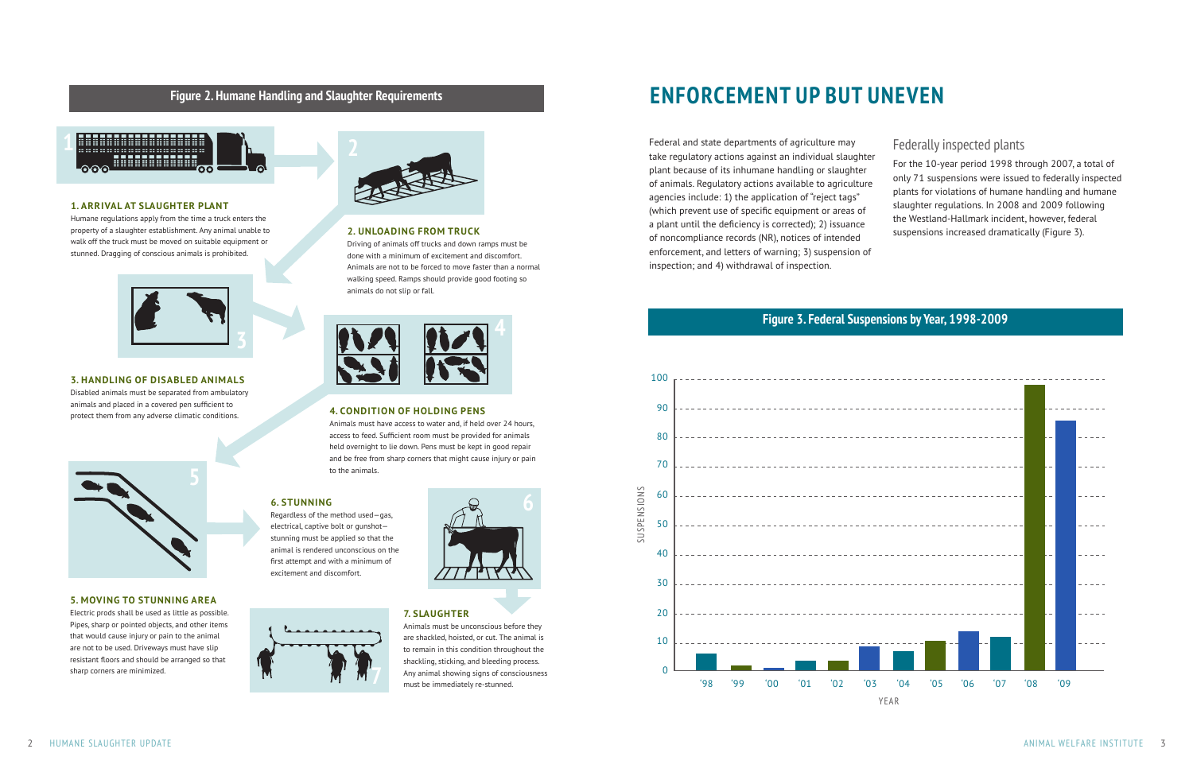## Figure 2. Humane Handling and Slaughter Requirements

**1. ARRIVAL AT SLAUGHTER PLANT**

Humane regulations apply from the time a truck enters the property of a slaughter establishment. Any animal unable to walk off the truck must be moved on suitable equipment or stunned. Dragging of conscious animals is prohibited.

**2. UNLOADING FROM TRUCK**

Driving of animals off trucks and down ramps must be done with a minimum of excitement and discomfort. Animals are not to be forced to move faster than a normal walking speed. Ramps should provide good footing so animals do not slip or fall.

**3. HANDLING OF DISABLED ANIMALS**

Disabled animals must be separated from ambulatory animals and placed in a covered pen sufficient to protect them from any adverse climatic conditions.

**4. CONDITION OF HOLDING PENS**

Animals must have access to water and, if held over 24 hours, access to feed. Sufficient room must be provided for animals held overnight to lie down. Pens must be kept in good repair and be free from sharp corners that might cause injury or pain to the animals.

**5. MOVING TO STUNNING AREA**

Electric prods shall be used as little as possible. Pipes, sharp or pointed objects, and other items that would cause injury or pain to the animal are not to be used. Driveways must have slip resistant floors and should be arranged so that sharp corners are minimized.

**6. STUNNING**

Regardless of the method used—gas, electrical, captive bolt or gunshot—stunning must be applied so that the animal is rendered unconscious on the first attempt and with a minimum of excitement and discomfort.

**7. SLAUGHTER**

Animals must be unconscious before they are shackled, hoisted, or cut. The animal is to remain in this condition throughout the shackling, sticking, and bleeding process. Any animal showing signs of consciousness must be immediately re-stunned.

# ENFORCEMENT UP BUT UNEVEN

Federal and state departments of agriculture may take regulatory actions against an individual slaughter plant because of its inhumane handling or slaughter of animals. Regulatory actions available to agriculture agencies include: 1) the application of "reject tags" (which prevent use of specific equipment or areas of a plant until the deficiency is corrected); 2) issuance of noncompliance records (NR), notices of intended enforcement, and letters of warning; 3) suspension of inspection; and 4) withdrawal of inspection.

## Federally inspected plants

For the 10-year period 1998 through 2007, a total of only 71 suspensions were issued to federally inspected plants for violations of humane handling and humane slaughter regulations. In 2008 and 2009 following the Westland-Hallmark incident, however, federal suspensions increased dramatically (Figure 3).

## Figure 3. Federal Suspensions by Year, 1998-2009

| Year | Suspensions (approx.) |
|---|---|
| '98 | 6 |
| '99 | 2 |
| '00 | 1 |
| '01 | 3 |
| '02 | 3 |
| '03 | 8 |
| '04 | 7 |
| '05 | 10 |
| '06 | 13 |
| '07 | 11 |
| '08 | 98 |
| '09 | 86 |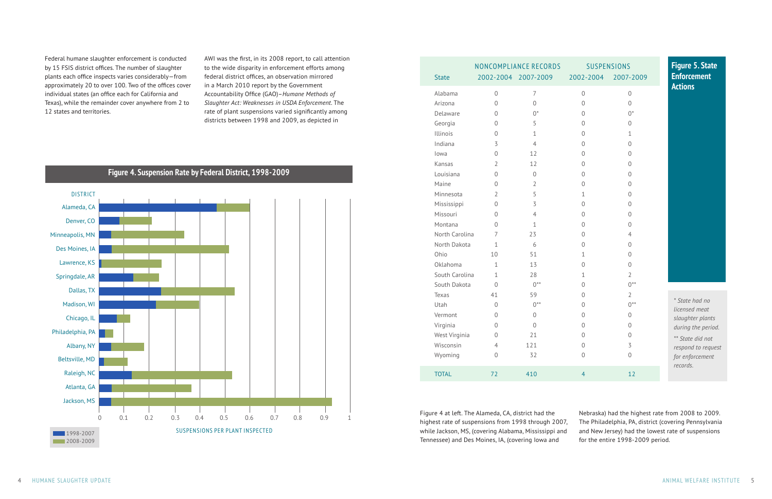Federal humane slaughter enforcement is conducted by 15 FSIS district offices. The number of slaughter plants each office inspects varies considerably—from approximately 20 to over 100. Two of the offices cover individual states (an office each for California and Texas), while the remainder cover anywhere from 2 to 12 states and territories.

AWI was the first, in its 2008 report, to call attention to the wide disparity in enforcement efforts among federal district offices, an observation mirrored in a March 2010 report by the Government Accountability Office (GAO)—*Humane Methods of Slaughter Act: Weaknesses in USDA Enforcement*. The rate of plant suspensions varied significantly among districts between 1998 and 2009, as depicted in Figure 4 at left. The Alameda, CA, district had the highest rate of suspensions from 1998 through 2007, while Jackson, MS, (covering Alabama, Mississippi and Tennessee) and Des Moines, IA, (covering Iowa and Nebraska) had the highest rate from 2008 to 2009. The Philadelphia, PA, district (covering Pennsylvania and New Jersey) had the lowest rate of suspensions for the entire 1998-2009 period.

**Figure 4. Suspension Rate by Federal District, 1998-2009**

| District | Suspensions per plant inspected |
|---|---|
| Alameda, CA | |
| Denver, CO | |
| Minneapolis, MN | |
| Des Moines, IA | |
| Lawrence, KS | |
| Springdale, AR | |
| Dallas, TX | |
| Madison, WI | |
| Chicago, IL | |
| Philadelphia, PA | |
| Albany, NY | |
| Beltsville, MD | |
| Raleigh, NC | |
| Atlanta, GA | |
| Jackson, MS | |

Legend: 1998-2007; 2008-2009

**Figure 5. State Enforcement Actions**

| State | Noncompliance Records 2002-2004 | Noncompliance Records 2007-2009 | Suspensions 2002-2004 | Suspensions 2007-2009 |
|---|---|---|---|---|
| Alabama | 0 | 7 | 0 | 0 |
| Arizona | 0 | 0 | 0 | 0 |
| Delaware | 0 | 0* | 0 | 0* |
| Georgia | 0 | 5 | 0 | 0 |
| Illinois | 0 | 1 | 0 | 1 |
| Indiana | 3 | 4 | 0 | 0 |
| Iowa | 0 | 12 | 0 | 0 |
| Kansas | 2 | 12 | 0 | 0 |
| Louisiana | 0 | 0 | 0 | 0 |
| Maine | 0 | 2 | 0 | 0 |
| Minnesota | 2 | 5 | 1 | 0 |
| Mississippi | 0 | 3 | 0 | 0 |
| Missouri | 0 | 4 | 0 | 0 |
| Montana | 0 | 1 | 0 | 0 |
| North Carolina | 7 | 23 | 0 | 4 |
| North Dakota | 1 | 6 | 0 | 0 |
| Ohio | 10 | 51 | 1 | 0 |
| Oklahoma | 1 | 13 | 0 | 0 |
| South Carolina | 1 | 28 | 1 | 2 |
| South Dakota | 0 | 0** | 0 | 0** |
| Texas | 41 | 59 | 0 | 2 |
| Utah | 0 | 0** | 0 | 0** |
| Vermont | 0 | 0 | 0 | 0 |
| Virginia | 0 | 0 | 0 | 0 |
| West Virginia | 0 | 21 | 0 | 0 |
| Wisconsin | 4 | 121 | 0 | 3 |
| Wyoming | 0 | 32 | 0 | 0 |
| TOTAL | 72 | 410 | 4 | 12 |

*\* State had no licensed meat slaughter plants during the period.*

*\*\* State did not respond to request for enforcement records.*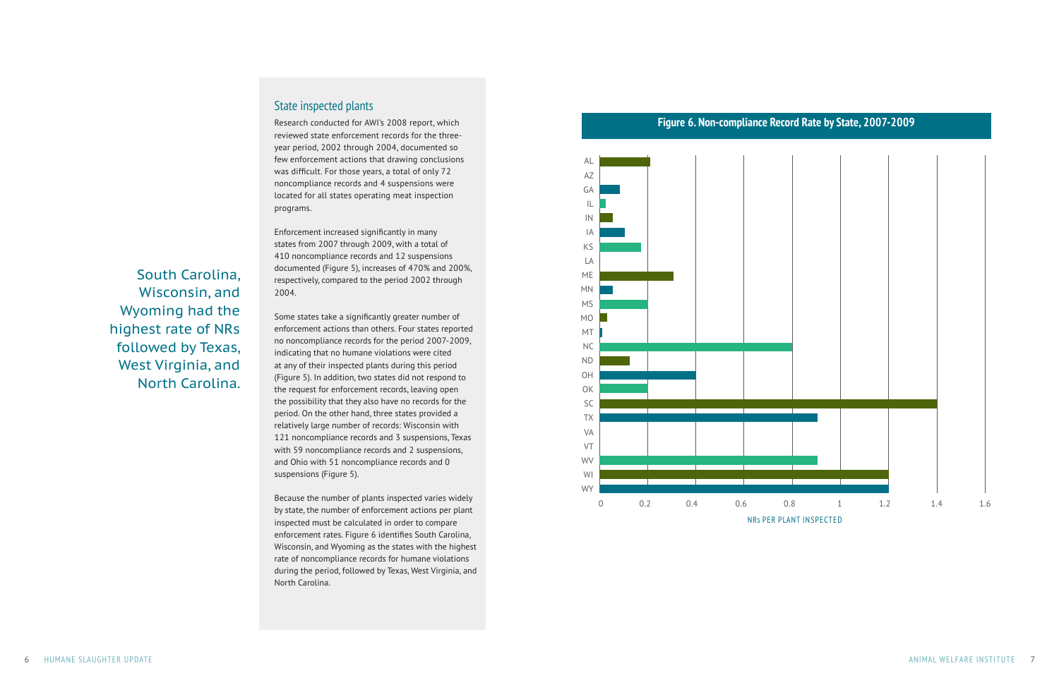South Carolina, Wisconsin, and Wyoming had the highest rate of NRs followed by Texas, West Virginia, and North Carolina.

## State inspected plants

Research conducted for AWI's 2008 report, which reviewed state enforcement records for the three-year period, 2002 through 2004, documented so few enforcement actions that drawing conclusions was difficult. For those years, a total of only 72 noncompliance records and 4 suspensions were located for all states operating meat inspection programs.

Enforcement increased significantly in many states from 2007 through 2009, with a total of 410 noncompliance records and 12 suspensions documented (Figure 5), increases of 470% and 200%, respectively, compared to the period 2002 through 2004.

Some states take a significantly greater number of enforcement actions than others. Four states reported no noncompliance records for the period 2007-2009, indicating that no humane violations were cited at any of their inspected plants during this period (Figure 5). In addition, two states did not respond to the request for enforcement records, leaving open the possibility that they also have no records for the period. On the other hand, three states provided a relatively large number of records: Wisconsin with 121 noncompliance records and 3 suspensions, Texas with 59 noncompliance records and 2 suspensions, and Ohio with 51 noncompliance records and 0 suspensions (Figure 5).

Because the number of plants inspected varies widely by state, the number of enforcement actions per plant inspected must be calculated in order to compare enforcement rates. Figure 6 identifies South Carolina, Wisconsin, and Wyoming as the states with the highest rate of noncompliance records for humane violations during the period, followed by Texas, West Virginia, and North Carolina.

**Figure 6. Non-compliance Record Rate by State, 2007-2009**

| State | NRs per plant inspected (approx.) |
|---|---|
| AL | 0.21 |
| AZ | 0 |
| GA | 0.08 |
| IL | 0.02 |
| IN | 0.05 |
| IA | 0.10 |
| KS | 0.17 |
| LA | 0 |
| ME | 0.31 |
| MN | 0.05 |
| MS | 0.20 |
| MO | 0.03 |
| MT | 0.01 |
| NC | 0.80 |
| ND | 0.12 |
| OH | 0.40 |
| OK | 0.20 |
| SC | 1.40 |
| TX | 0.91 |
| VA | 0 |
| VT | 0 |
| WV | 0.91 |
| WI | 1.20 |
| WY | 1.20 |

NRs PER PLANT INSPECTED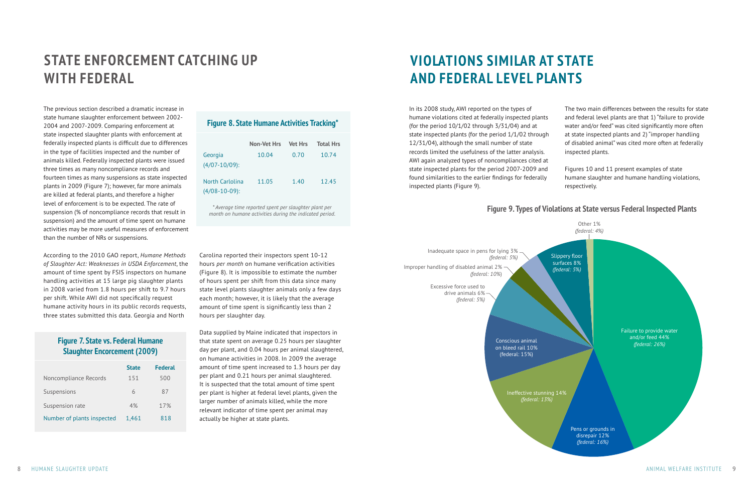## STATE ENFORCEMENT CATCHING UP WITH FEDERAL

The previous section described a dramatic increase in state humane slaughter enforcement between 2002-2004 and 2007-2009. Comparing enforcement at state inspected slaughter plants with enforcement at federally inspected plants is difficult due to differences in the type of facilities inspected and the number of animals killed. Federally inspected plants were issued three times as many noncompliance records and fourteen times as many suspensions as state inspected plants in 2009 (Figure 7); however, far more animals are killed at federal plants, and therefore a higher level of enforcement is to be expected. The rate of suspension (% of noncompliance records that result in suspension) and the amount of time spent on humane activities may be more useful measures of enforcement than the number of NRs or suspensions.

According to the 2010 GAO report, *Humane Methods of Slaughter Act: Weaknesses in USDA Enforcement*, the amount of time spent by FSIS inspectors on humane handling activities at 15 large pig slaughter plants in 2008 varied from 1.8 hours per shift to 9.7 hours per shift. While AWI did not specifically request humane activity hours in its public records requests, three states submitted this data. Georgia and North Carolina reported their inspectors spent 10-12 hours *per month* on humane verification activities (Figure 8). It is impossible to estimate the number of hours spent per shift from this data since many state level plants slaughter animals only a few days each month; however, it is likely that the average amount of time spent is significantly less than 2 hours per slaughter day.

Data supplied by Maine indicated that inspectors in that state spent on average 0.25 hours per slaughter day per plant, and 0.04 hours per animal slaughtered, on humane activities in 2008. In 2009 the average amount of time spent increased to 1.3 hours per day per plant and 0.21 hours per animal slaughtered. It is suspected that the total amount of time spent per plant is higher at federal level plants, given the larger number of animals killed, while the more relevant indicator of time spent per animal may actually be higher at state plants.

### Figure 7. State vs. Federal Humane Slaughter Encorcement (2009)

| | State | Federal |
|---|---|---|
| Noncompliance Records | 151 | 500 |
| Suspensions | 6 | 87 |
| Suspension rate | 4% | 17% |
| Number of plants inspected | 1,461 | 818 |

### Figure 8. State Humane Activities Tracking*

| | Non-Vet Hrs | Vet Hrs | Total Hrs |
|---|---|---|---|
| Georgia (4/07-10/09): | 10.04 | 0.70 | 10.74 |
| North Carlolina (4/08-10-09): | 11.05 | 1.40 | 12.45 |

*\* Average time reported spent per slaughter plant per month on humane activities during the indicated period.*

## VIOLATIONS SIMILAR AT STATE AND FEDERAL LEVEL PLANTS

In its 2008 study, AWI reported on the types of humane violations cited at federally inspected plants (for the period 10/1/02 through 3/31/04) and at state inspected plants (for the period 1/1/02 through 12/31/04), although the small number of state records limited the usefulness of the latter analysis. AWI again analyzed types of noncompliances cited at state inspected plants for the period 2007-2009 and found similarities to the earlier findings for federally inspected plants (Figure 9).

The two main differences between the results for state and federal level plants are that 1) "failure to provide water and/or feed" was cited significantly more often at state inspected plants and 2) "improper handling of disabled animal" was cited more often at federally inspected plants.

Figures 10 and 11 present examples of state humane slaughter and humane handling violations, respectively.

### Figure 9. Types of Violations at State versus Federal Inspected Plants

- Failure to provide water and/or feed 44% *(federal: 26%)*
- Pens or grounds in disrepair 12% *(federal: 16%)*
- Ineffective stunning 14% *(federal: 13%)*
- Conscious animal on bleed rail 10% (federal: 15%)
- Excessive force used to drive animals 6% *(federal: 5%)*
- Improper handling of disabled animal 2% *(federal: 10%)*
- Inadequate space in pens for lying 3% *(federal: 5%)*
- Slippery floor surfaces 8% *(federal: 5%)*
- Other 1% *(federal: 4%)*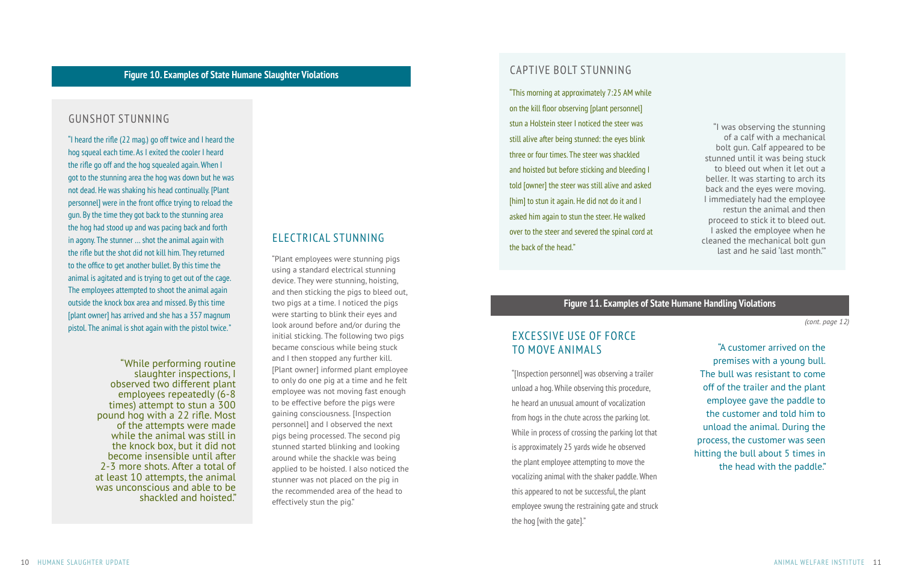**Figure 10. Examples of State Humane Slaughter Violations**

## GUNSHOT STUNNING

"I heard the rifle (22 mag.) go off twice and I heard the hog squeal each time. As I exited the cooler I heard the rifle go off and the hog squealed again. When I got to the stunning area the hog was down but he was not dead. He was shaking his head continually. [Plant personnel] were in the front office trying to reload the gun. By the time they got back to the stunning area the hog had stood up and was pacing back and forth in agony. The stunner … shot the animal again with the rifle but the shot did not kill him. They returned to the office to get another bullet. By this time the animal is agitated and is trying to get out of the cage. The employees attempted to shoot the animal again outside the knock box area and missed. By this time [plant owner] has arrived and she has a 357 magnum pistol. The animal is shot again with the pistol twice."

"While performing routine slaughter inspections, I observed two different plant employees repeatedly (6-8 times) attempt to stun a 300 pound hog with a 22 rifle. Most of the attempts were made while the animal was still in the knock box, but it did not become insensible until after 2-3 more shots. After a total of at least 10 attempts, the animal was unconscious and able to be shackled and hoisted."

## ELECTRICAL STUNNING

"Plant employees were stunning pigs using a standard electrical stunning device. They were stunning, hoisting, and then sticking the pigs to bleed out, two pigs at a time. I noticed the pigs were starting to blink their eyes and look around before and/or during the initial sticking. The following two pigs became conscious while being stuck and I then stopped any further kill. [Plant owner] informed plant employee to only do one pig at a time and he felt employee was not moving fast enough to be effective before the pigs were gaining consciousness. [Inspection personnel] and I observed the next pigs being processed. The second pig stunned started blinking and looking around while the shackle was being applied to be hoisted. I also noticed the stunner was not placed on the pig in the recommended area of the head to effectively stun the pig."

## CAPTIVE BOLT STUNNING

"This morning at approximately 7:25 AM while on the kill floor observing [plant personnel] stun a Holstein steer I noticed the steer was still alive after being stunned: the eyes blink three or four times. The steer was shackled and hoisted but before sticking and bleeding I told [owner] the steer was still alive and asked [him] to stun it again. He did not do it and I asked him again to stun the steer. He walked over to the steer and severed the spinal cord at the back of the head."

"I was observing the stunning of a calf with a mechanical bolt gun. Calf appeared to be stunned until it was being stuck to bleed out when it let out a beller. It was starting to arch its back and the eyes were moving. I immediately had the employee restun the animal and then proceed to stick it to bleed out. I asked the employee when he cleaned the mechanical bolt gun last and he said 'last month.'"

**Figure 11. Examples of State Humane Handling Violations**

*(cont. page 12)*

## EXCESSIVE USE OF FORCE TO MOVE ANIMALS

"[Inspection personnel] was observing a trailer unload a hog. While observing this procedure, he heard an unusual amount of vocalization from hogs in the chute across the parking lot. While in process of crossing the parking lot that is approximately 25 yards wide he observed the plant employee attempting to move the vocalizing animal with the shaker paddle. When this appeared to not be successful, the plant employee swung the restraining gate and struck the hog [with the gate]."

"A customer arrived on the premises with a young bull. The bull was resistant to come off of the trailer and the plant employee gave the paddle to the customer and told him to unload the animal. During the process, the customer was seen hitting the bull about 5 times in the head with the paddle."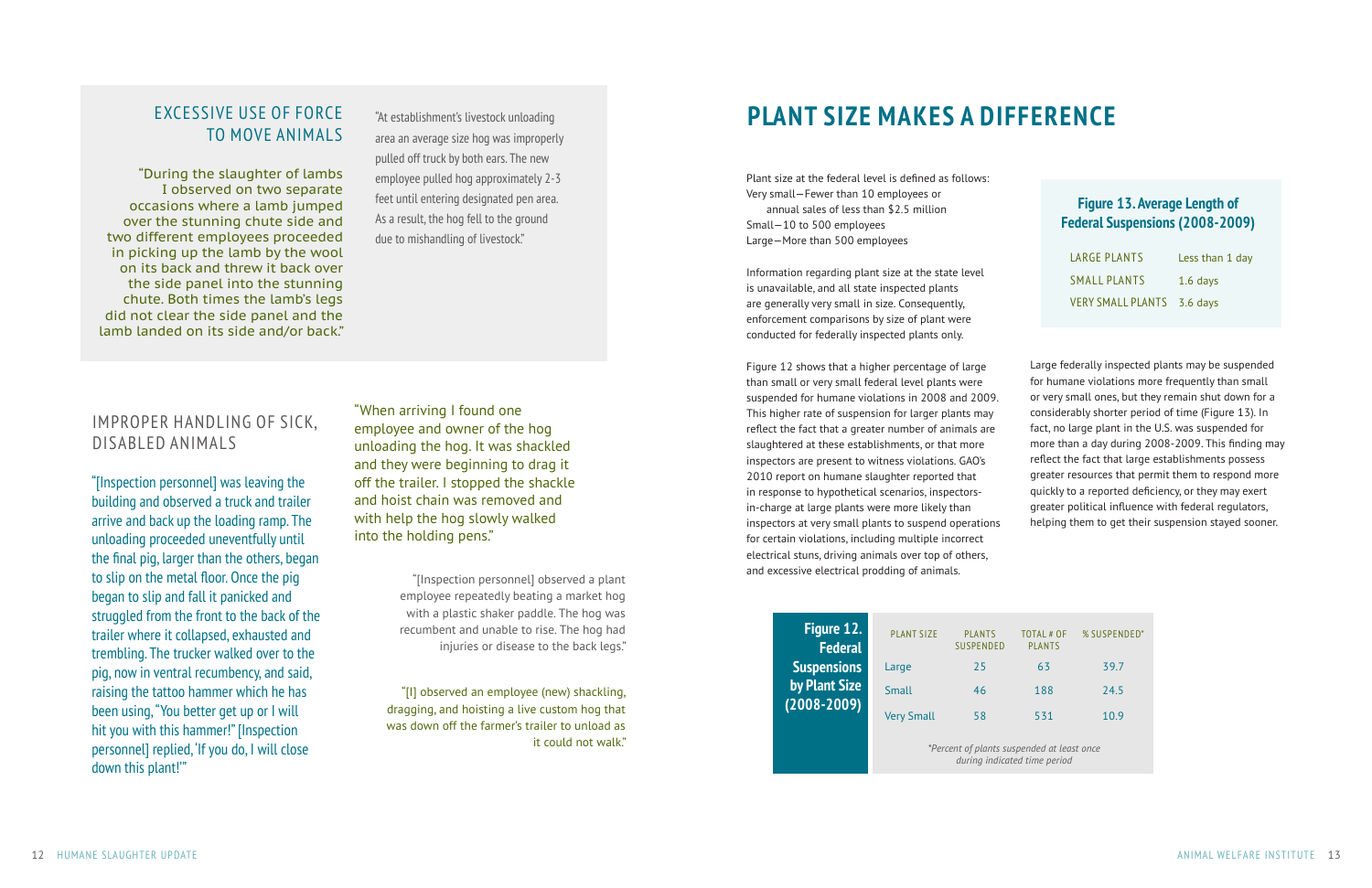## EXCESSIVE USE OF FORCE TO MOVE ANIMALS

"During the slaughter of lambs I observed on two separate occasions where a lamb jumped over the stunning chute side and two different employees proceeded in picking up the lamb by the wool on its back and threw it back over the side panel into the stunning chute. Both times the lamb's legs did not clear the side panel and the lamb landed on its side and/or back."

"At establishment's livestock unloading area an average size hog was improperly pulled off truck by both ears. The new employee pulled hog approximately 2-3 feet until entering designated pen area. As a result, the hog fell to the ground due to mishandling of livestock."

## IMPROPER HANDLING OF SICK, DISABLED ANIMALS

"[Inspection personnel] was leaving the building and observed a truck and trailer arrive and back up the loading ramp. The unloading proceeded uneventfully until the final pig, larger than the others, began to slip on the metal floor. Once the pig began to slip and fall it panicked and struggled from the front to the back of the trailer where it collapsed, exhausted and trembling. The trucker walked over to the pig, now in ventral recumbency, and said, "You better get up or I will hit you with this hammer!" [Inspection personnel] replied, 'If you do, I will close down this plant!'"

"When arriving I found one employee and owner of the hog unloading the hog. It was shackled and they were beginning to drag it off the trailer. I stopped the shackle and hoist chain was removed and with help the hog slowly walked into the holding pens."

"[Inspection personnel] observed a plant employee repeatedly beating a market hog with a plastic shaker paddle. The hog was recumbent and unable to rise. The hog had injuries or disease to the back legs."

"[I] observed an employee (new) shackling, dragging, and hoisting a live custom hog that was down off the farmer's trailer to unload as it could not walk."

# PLANT SIZE MAKES A DIFFERENCE

Plant size at the federal level is defined as follows:
Very small—Fewer than 10 employees or annual sales of less than $2.5 million
Small—10 to 500 employees
Large—More than 500 employees

Information regarding plant size at the state level is unavailable, and all state inspected plants are generally very small in size. Consequently, enforcement comparisons by size of plant were conducted for federally inspected plants only.

Figure 12 shows that a higher percentage of large than small or very small federal level plants were suspended for humane violations in 2008 and 2009. This higher rate of suspension for larger plants may reflect the fact that a greater number of animals are slaughtered at these establishments, or that more inspectors are present to witness violations. GAO's 2010 report on humane slaughter reported that in response to hypothetical scenarios, inspectors-in-charge at large plants were more likely than inspectors at very small plants to suspend operations for certain violations, including multiple incorrect electrical stuns, driving animals over top of others, and excessive electrical prodding of animals.

**Figure 12. Federal Suspensions by Plant Size (2008-2009)**

| PLANT SIZE | PLANTS SUSPENDED | TOTAL # OF PLANTS | % SUSPENDED* |
|---|---|---|---|
| Large | 25 | 63 | 39.7 |
| Small | 46 | 188 | 24.5 |
| Very Small | 58 | 531 | 10.9 |

*Percent of plants suspended at least once during indicated time period*

**Figure 13. Average Length of Federal Suspensions (2008-2009)**

| | |
|---|---|
| LARGE PLANTS | Less than 1 day |
| SMALL PLANTS | 1.6 days |
| VERY SMALL PLANTS | 3.6 days |

Large federally inspected plants may be suspended for humane violations more frequently than small or very small ones, but they remain shut down for a considerably shorter period of time (Figure 13). In fact, no large plant in the U.S. was suspended for more than a day during 2008-2009. This finding may reflect the fact that large establishments possess greater resources that permit them to respond more quickly to a reported deficiency, or they may exert greater political influence with federal regulators, helping them to get their suspension stayed sooner.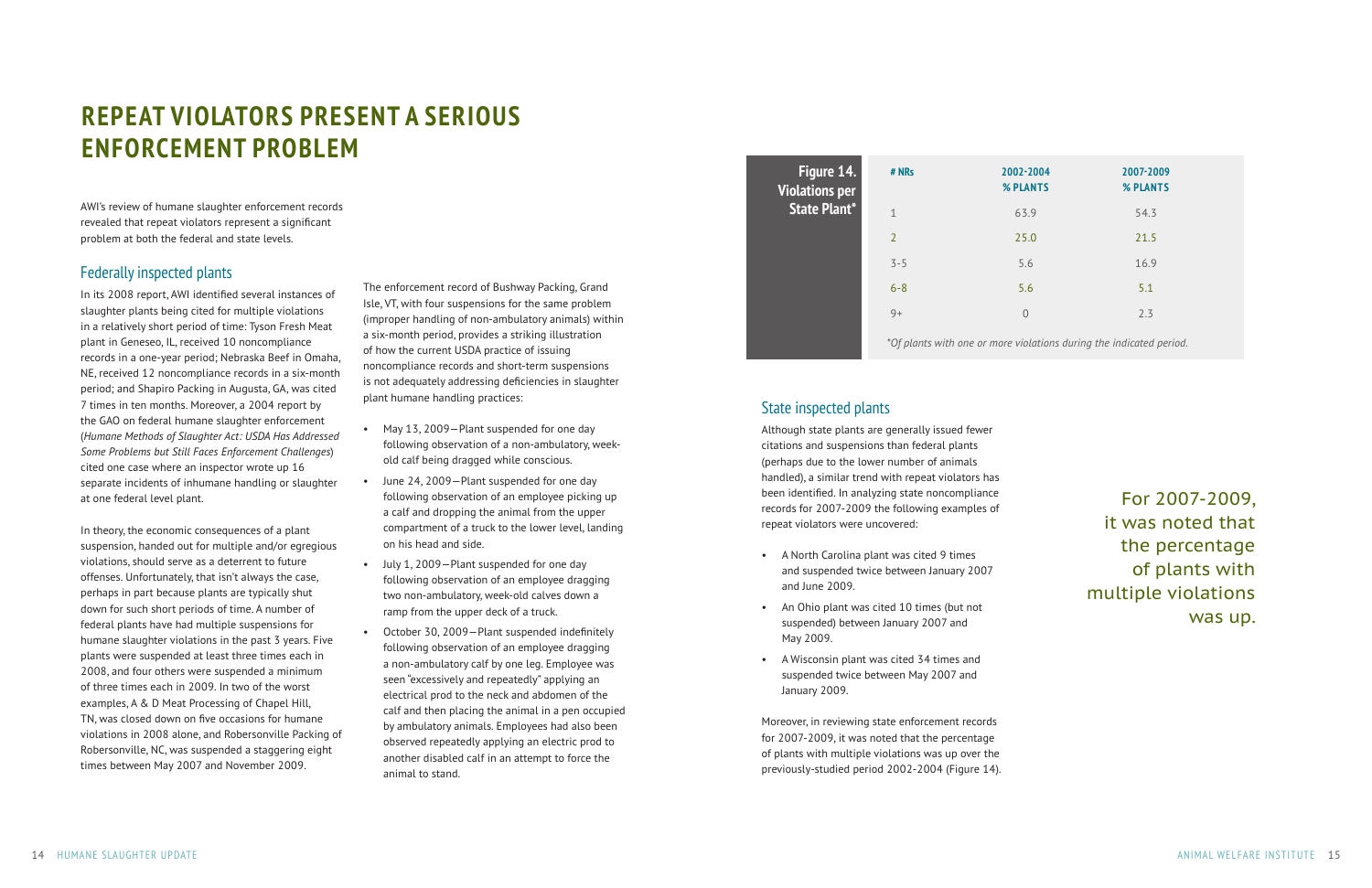# REPEAT VIOLATORS PRESENT A SERIOUS ENFORCEMENT PROBLEM

AWI's review of humane slaughter enforcement records revealed that repeat violators represent a significant problem at both the federal and state levels.

## Federally inspected plants

In its 2008 report, AWI identified several instances of slaughter plants being cited for multiple violations in a relatively short period of time: Tyson Fresh Meat plant in Geneseo, IL, received 10 noncompliance records in a one-year period; Nebraska Beef in Omaha, NE, received 12 noncompliance records in a six-month period; and Shapiro Packing in Augusta, GA, was cited 7 times in ten months. Moreover, a 2004 report by the GAO on federal humane slaughter enforcement (*Humane Methods of Slaughter Act: USDA Has Addressed Some Problems but Still Faces Enforcement Challenges*) cited one case where an inspector wrote up 16 separate incidents of inhumane handling or slaughter at one federal level plant.

In theory, the economic consequences of a plant suspension, handed out for multiple and/or egregious violations, should serve as a deterrent to future offenses. Unfortunately, that isn't always the case, perhaps in part because plants are typically shut down for such short periods of time. A number of federal plants have had multiple suspensions for humane slaughter violations in the past 3 years. Five plants were suspended at least three times each in 2008, and four others were suspended a minimum of three times each in 2009. In two of the worst examples, A & D Meat Processing of Chapel Hill, TN, was closed down on five occasions for humane violations in 2008 alone, and Robersonville Packing of Robersonville, NC, was suspended a staggering eight times between May 2007 and November 2009.

The enforcement record of Bushway Packing, Grand Isle, VT, with four suspensions for the same problem (improper handling of non-ambulatory animals) within a six-month period, provides a striking illustration of how the current USDA practice of issuing noncompliance records and short-term suspensions is not adequately addressing deficiencies in slaughter plant humane handling practices:

- May 13, 2009—Plant suspended for one day following observation of a non-ambulatory, week-old calf being dragged while conscious.
- June 24, 2009—Plant suspended for one day following observation of an employee picking up a calf and dropping the animal from the upper compartment of a truck to the lower level, landing on his head and side.
- July 1, 2009—Plant suspended for one day following observation of an employee dragging two non-ambulatory, week-old calves down a ramp from the upper deck of a truck.
- October 30, 2009—Plant suspended indefinitely following observation of an employee dragging a non-ambulatory calf by one leg. Employee was seen "excessively and repeatedly" applying an electrical prod to the neck and abdomen of the calf and then placing the animal in a pen occupied by ambulatory animals. Employees had also been observed repeatedly applying an electric prod to another disabled calf in an attempt to force the animal to stand.

**Figure 14. Violations per State Plant***

| # NRs | 2002-2004 % PLANTS | 2007-2009 % PLANTS |
|---|---|---|
| 1 | 63.9 | 54.3 |
| 2 | 25.0 | 21.5 |
| 3-5 | 5.6 | 16.9 |
| 6-8 | 5.6 | 5.1 |
| 9+ | 0 | 2.3 |

*\*Of plants with one or more violations during the indicated period.*

## State inspected plants

Although state plants are generally issued fewer citations and suspensions than federal plants (perhaps due to the lower number of animals handled), a similar trend with repeat violators has been identified. In analyzing state noncompliance records for 2007-2009 the following examples of repeat violators were uncovered:

- A North Carolina plant was cited 9 times and suspended twice between January 2007 and June 2009.
- An Ohio plant was cited 10 times (but not suspended) between January 2007 and May 2009.
- A Wisconsin plant was cited 34 times and suspended twice between May 2007 and January 2009.

Moreover, in reviewing state enforcement records for 2007-2009, it was noted that the percentage of plants with multiple violations was up over the previously-studied period 2002-2004 (Figure 14).

> For 2007-2009, it was noted that the percentage of plants with multiple violations was up.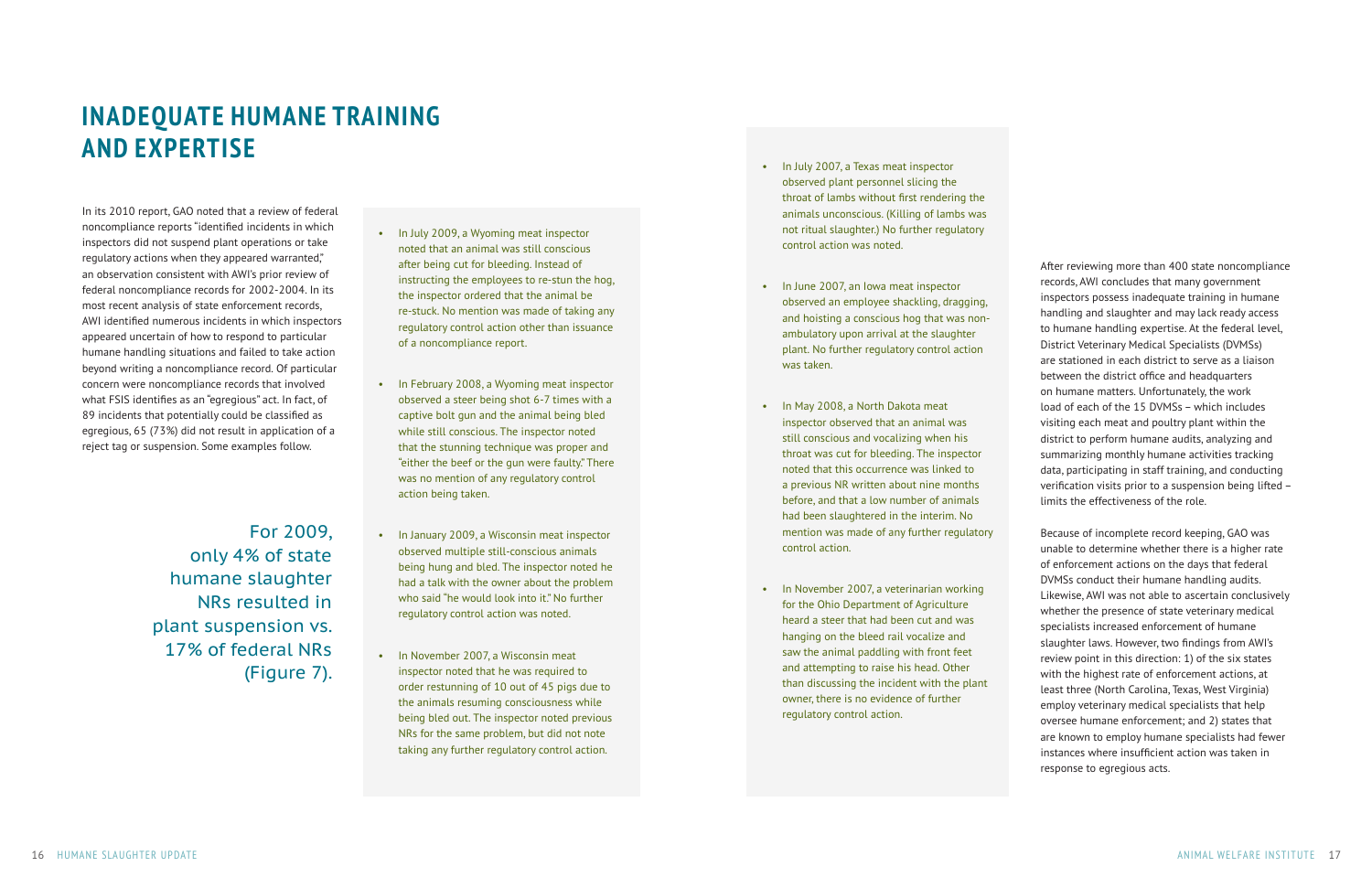# INADEQUATE HUMANE TRAINING AND EXPERTISE

In its 2010 report, GAO noted that a review of federal noncompliance reports "identified incidents in which inspectors did not suspend plant operations or take regulatory actions when they appeared warranted," an observation consistent with AWI's prior review of federal noncompliance records for 2002-2004. In its most recent analysis of state enforcement records, AWI identified numerous incidents in which inspectors appeared uncertain of how to respond to particular humane handling situations and failed to take action beyond writing a noncompliance record. Of particular concern were noncompliance records that involved what FSIS identifies as an "egregious" act. In fact, of 89 incidents that potentially could be classified as egregious, 65 (73%) did not result in application of a reject tag or suspension. Some examples follow.

> For 2009, only 4% of state humane slaughter NRs resulted in plant suspension vs. 17% of federal NRs (Figure 7).

- In July 2009, a Wyoming meat inspector noted that an animal was still conscious after being cut for bleeding. Instead of instructing the employees to re-stun the hog, the inspector ordered that the animal be re-stuck. No mention was made of taking any regulatory control action other than issuance of a noncompliance report.

- In February 2008, a Wyoming meat inspector observed a steer being shot 6-7 times with a captive bolt gun and the animal being bled while still conscious. The inspector noted that the stunning technique was proper and "either the beef or the gun were faulty." There was no mention of any regulatory control action being taken.

- In January 2009, a Wisconsin meat inspector observed multiple still-conscious animals being hung and bled. The inspector noted he had a talk with the owner about the problem who said "he would look into it." No further regulatory control action was noted.

- In November 2007, a Wisconsin meat inspector noted that he was required to order restunning of 10 out of 45 pigs due to the animals resuming consciousness while being bled out. The inspector noted previous NRs for the same problem, but did not note taking any further regulatory control action.

- In July 2007, a Texas meat inspector observed plant personnel slicing the throat of lambs without first rendering the animals unconscious. (Killing of lambs was not ritual slaughter.) No further regulatory control action was noted.

- In June 2007, an Iowa meat inspector observed an employee shackling, dragging, and hoisting a conscious hog that was non-ambulatory upon arrival at the slaughter plant. No further regulatory control action was taken.

- In May 2008, a North Dakota meat inspector observed that an animal was still conscious and vocalizing when his throat was cut for bleeding. The inspector noted that this occurrence was linked to a previous NR written about nine months before, and that a low number of animals had been slaughtered in the interim. No mention was made of any further regulatory control action.

- In November 2007, a veterinarian working for the Ohio Department of Agriculture heard a steer that had been cut and was hanging on the bleed rail vocalize and saw the animal paddling with front feet and attempting to raise his head. Other than discussing the incident with the plant owner, there is no evidence of further regulatory control action.

After reviewing more than 400 state noncompliance records, AWI concludes that many government inspectors possess inadequate training in humane handling and slaughter and may lack ready access to humane handling expertise. At the federal level, District Veterinary Medical Specialists (DVMSs) are stationed in each district to serve as a liaison between the district office and headquarters on humane matters. Unfortunately, the work load of each of the 15 DVMSs – which includes visiting each meat and poultry plant within the district to perform humane audits, analyzing and summarizing monthly humane activities tracking data, participating in staff training, and conducting verification visits prior to a suspension being lifted – limits the effectiveness of the role.

Because of incomplete record keeping, GAO was unable to determine whether there is a higher rate of enforcement actions on the days that federal DVMSs conduct their humane handling audits. Likewise, AWI was not able to ascertain conclusively whether the presence of state veterinary medical specialists increased enforcement of humane slaughter laws. However, two findings from AWI's review point in this direction: 1) of the six states with the highest rate of enforcement actions, at least three (North Carolina, Texas, West Virginia) employ veterinary medical specialists that help oversee humane enforcement; and 2) states that are known to employ humane specialists had fewer instances where insufficient action was taken in response to egregious acts.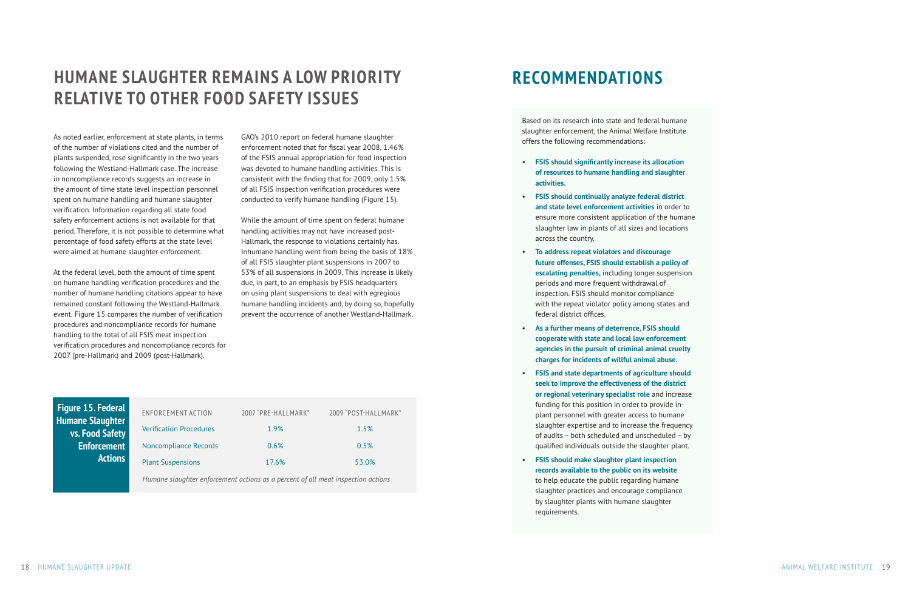# HUMANE SLAUGHTER REMAINS A LOW PRIORITY RELATIVE TO OTHER FOOD SAFETY ISSUES

As noted earlier, enforcement at state plants, in terms of the number of violations cited and the number of plants suspended, rose significantly in the two years following the Westland-Hallmark case. The increase in noncompliance records suggests an increase in the amount of time state level inspection personnel spent on humane handling and humane slaughter verification. Information regarding all state food safety enforcement actions is not available for that period. Therefore, it is not possible to determine what percentage of food safety efforts at the state level were aimed at humane slaughter enforcement.

At the federal level, both the amount of time spent on humane handling verification procedures and the number of humane handling citations appear to have remained constant following the Westland-Hallmark event. Figure 15 compares the number of verification procedures and noncompliance records for humane handling to the total of all FSIS meat inspection verification procedures and noncompliance records for 2007 (pre-Hallmark) and 2009 (post-Hallmark).

GAO's 2010 report on federal humane slaughter enforcement noted that for fiscal year 2008, 1.46% of the FSIS annual appropriation for food inspection was devoted to humane handling activities. This is consistent with the finding that for 2009, only 1.5% of all FSIS inspection verification procedures were conducted to verify humane handling (Figure 15).

While the amount of time spent on federal humane handling activities may not have increased post-Hallmark, the response to violations certainly has. Inhumane handling went from being the basis of 18% of all FSIS slaughter plant suspensions in 2007 to 53% of all suspensions in 2009. This increase is likely due, in part, to an emphasis by FSIS headquarters on using plant suspensions to deal with egregious humane handling incidents and, by doing so, hopefully prevent the occurrence of another Westland-Hallmark.

**Figure 15. Federal Humane Slaughter vs. Food Safety Enforcement Actions**

| ENFORCEMENT ACTION | 2007 "PRE-HALLMARK" | 2009 "POST-HALLMARK" |
|---|---|---|
| Verification Procedures | 1.9% | 1.5% |
| Noncompliance Records | 0.6% | 0.5% |
| Plant Suspensions | 17.6% | 53.0% |

*Humane slaughter enforcement actions as a percent of all meat inspection actions*

# RECOMMENDATIONS

Based on its research into state and federal humane slaughter enforcement, the Animal Welfare Institute offers the following recommendations:

- **FSIS should significantly increase its allocation of resources to humane handling and slaughter activities.**
- **FSIS should continually analyze federal district and state level enforcement activities** in order to ensure more consistent application of the humane slaughter law in plants of all sizes and locations across the country.
- **To address repeat violators and discourage future offenses, FSIS should establish a policy of escalating penalties**, including longer suspension periods and more frequent withdrawal of inspection. FSIS should monitor compliance with the repeat violator policy among states and federal district offices.
- **As a further means of deterrence, FSIS should cooperate with state and local law enforcement agencies in the pursuit of criminal animal cruelty charges for incidents of willful animal abuse.**
- **FSIS and state departments of agriculture should seek to improve the effectiveness of the district or regional veterinary specialist role** and increase funding for this position in order to provide in-plant personnel with greater access to humane slaughter expertise and to increase the frequency of audits – both scheduled and unscheduled – by qualified individuals outside the slaughter plant.
- **FSIS should make slaughter plant inspection records available to the public on its website** to help educate the public regarding humane slaughter practices and encourage compliance by slaughter plants with humane slaughter requirements.